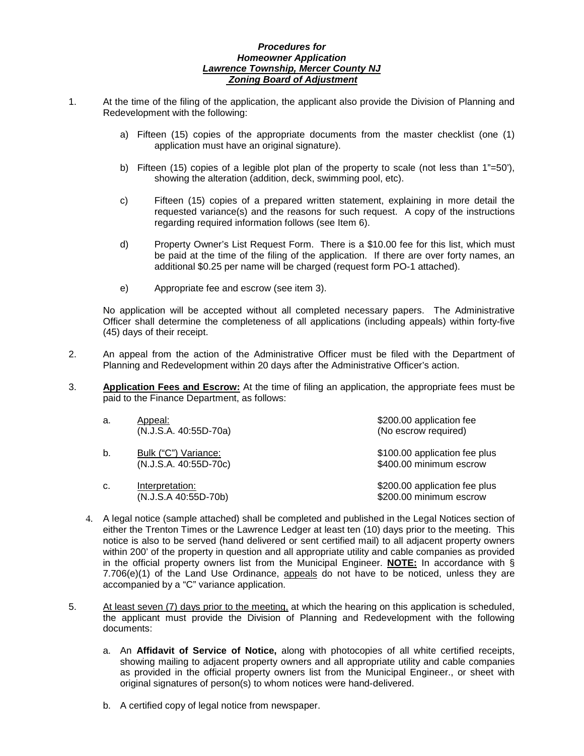***Procedures for***
***Homeowner Application***
***Lawrence Township, Mercer County NJ***
***Zoning Board of Adjustment***

1. At the time of the filing of the application, the applicant also provide the Division of Planning and Redevelopment with the following:

   a) Fifteen (15) copies of the appropriate documents from the master checklist (one (1) application must have an original signature).

   b) Fifteen (15) copies of a legible plot plan of the property to scale (not less than 1"=50'), showing the alteration (addition, deck, swimming pool, etc).

   c) Fifteen (15) copies of a prepared written statement, explaining in more detail the requested variance(s) and the reasons for such request. A copy of the instructions regarding required information follows (see Item 6).

   d) Property Owner's List Request Form. There is a $10.00 fee for this list, which must be paid at the time of the filing of the application. If there are over forty names, an additional $0.25 per name will be charged (request form PO-1 attached).

   e) Appropriate fee and escrow (see item 3).

   No application will be accepted without all completed necessary papers. The Administrative Officer shall determine the completeness of all applications (including appeals) within forty-five (45) days of their receipt.

2. An appeal from the action of the Administrative Officer must be filed with the Department of Planning and Redevelopment within 20 days after the Administrative Officer's action.

3. **Application Fees and Escrow:** At the time of filing an application, the appropriate fees must be paid to the Finance Department, as follows:

| | | |
|---|---|---|
| a. | Appeal: (N.J.S.A. 40:55D-70a) | $200.00 application fee (No escrow required) |
| b. | Bulk ("C") Variance: (N.J.S.A. 40:55D-70c) | $100.00 application fee plus $400.00 minimum escrow |
| c. | Interpretation: (N.J.S.A 40:55D-70b) | $200.00 application fee plus $200.00 minimum escrow |

4. A legal notice (sample attached) shall be completed and published in the Legal Notices section of either the Trenton Times or the Lawrence Ledger at least ten (10) days prior to the meeting. This notice is also to be served (hand delivered or sent certified mail) to all adjacent property owners within 200' of the property in question and all appropriate utility and cable companies as provided in the official property owners list from the Municipal Engineer. **NOTE:** In accordance with § 7.706(e)(1) of the Land Use Ordinance, appeals do not have to be noticed, unless they are accompanied by a "C" variance application.

5. At least seven (7) days prior to the meeting, at which the hearing on this application is scheduled, the applicant must provide the Division of Planning and Redevelopment with the following documents:

   a. An **Affidavit of Service of Notice,** along with photocopies of all white certified receipts, showing mailing to adjacent property owners and all appropriate utility and cable companies as provided in the official property owners list from the Municipal Engineer., or sheet with original signatures of person(s) to whom notices were hand-delivered.

   b. A certified copy of legal notice from newspaper.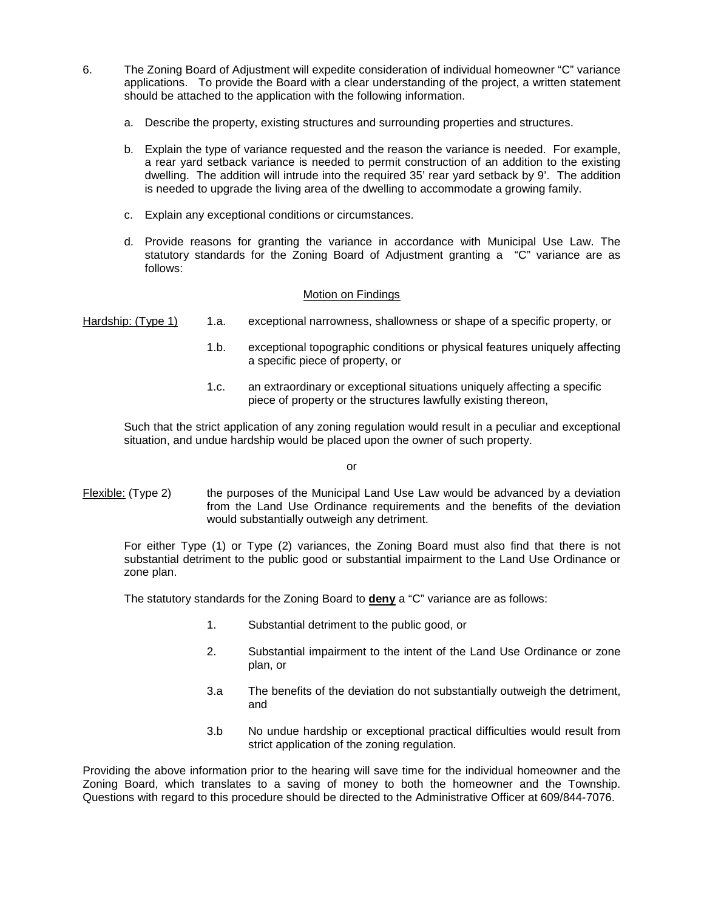6. The Zoning Board of Adjustment will expedite consideration of individual homeowner "C" variance applications. To provide the Board with a clear understanding of the project, a written statement should be attached to the application with the following information.

   a. Describe the property, existing structures and surrounding properties and structures.

   b. Explain the type of variance requested and the reason the variance is needed. For example, a rear yard setback variance is needed to permit construction of an addition to the existing dwelling. The addition will intrude into the required 35' rear yard setback by 9'. The addition is needed to upgrade the living area of the dwelling to accommodate a growing family.

   c. Explain any exceptional conditions or circumstances.

   d. Provide reasons for granting the variance in accordance with Municipal Use Law. The statutory standards for the Zoning Board of Adjustment granting a "C" variance are as follows:

<u>Motion on Findings</u>

<u>Hardship: (Type 1)</u>

- 1.a. exceptional narrowness, shallowness or shape of a specific property, or
- 1.b. exceptional topographic conditions or physical features uniquely affecting a specific piece of property, or
- 1.c. an extraordinary or exceptional situations uniquely affecting a specific piece of property or the structures lawfully existing thereon,

Such that the strict application of any zoning regulation would result in a peculiar and exceptional situation, and undue hardship would be placed upon the owner of such property.

or

<u>Flexible:</u> (Type 2) the purposes of the Municipal Land Use Law would be advanced by a deviation from the Land Use Ordinance requirements and the benefits of the deviation would substantially outweigh any detriment.

For either Type (1) or Type (2) variances, the Zoning Board must also find that there is not substantial detriment to the public good or substantial impairment to the Land Use Ordinance or zone plan.

The statutory standards for the Zoning Board to **<u>deny</u>** a "C" variance are as follows:

- 1. Substantial detriment to the public good, or
- 2. Substantial impairment to the intent of the Land Use Ordinance or zone plan, or
- 3.a The benefits of the deviation do not substantially outweigh the detriment, and
- 3.b No undue hardship or exceptional practical difficulties would result from strict application of the zoning regulation.

Providing the above information prior to the hearing will save time for the individual homeowner and the Zoning Board, which translates to a saving of money to both the homeowner and the Township. Questions with regard to this procedure should be directed to the Administrative Officer at 609/844-7076.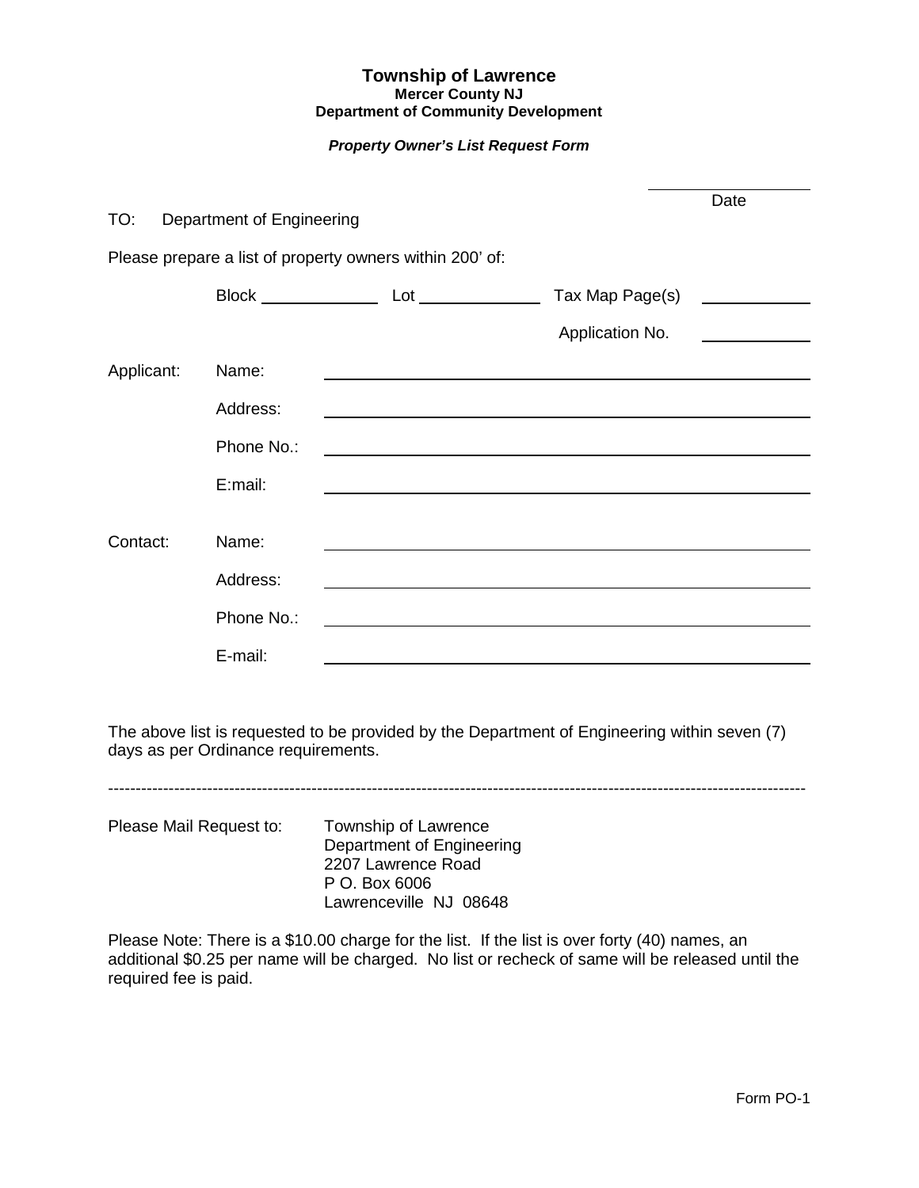# Township of Lawrence

**Mercer County NJ**

**Department of Community Development**

***Property Owner's List Request Form***

_______________ Date

TO: Department of Engineering

Please prepare a list of property owners within 200' of:

Block ____________ Lot ____________ Tax Map Page(s) ____________

Application No. ____________

Applicant: Name: ______________________________________________

Address: ______________________________________________

Phone No.: ______________________________________________

E:mail: ______________________________________________

Contact: Name: ______________________________________________

Address: ______________________________________________

Phone No.: ______________________________________________

E-mail: ______________________________________________

The above list is requested to be provided by the Department of Engineering within seven (7) days as per Ordinance requirements.

---

Please Mail Request to:

Township of Lawrence
Department of Engineering
2207 Lawrence Road
P O. Box 6006
Lawrenceville NJ 08648

Please Note: There is a $10.00 charge for the list. If the list is over forty (40) names, an additional $0.25 per name will be charged. No list or recheck of same will be released until the required fee is paid.

Form PO-1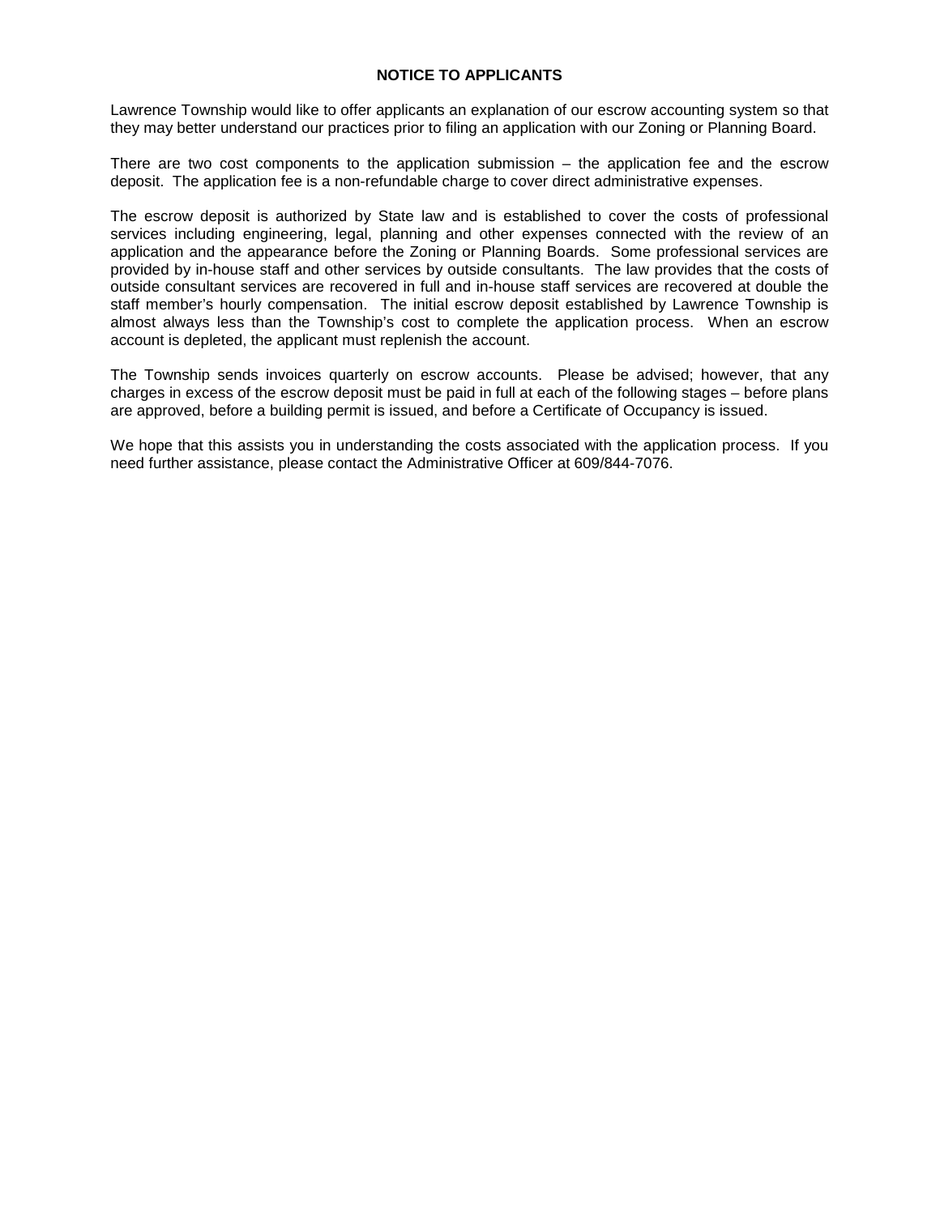## NOTICE TO APPLICANTS

Lawrence Township would like to offer applicants an explanation of our escrow accounting system so that they may better understand our practices prior to filing an application with our Zoning or Planning Board.

There are two cost components to the application submission – the application fee and the escrow deposit. The application fee is a non-refundable charge to cover direct administrative expenses.

The escrow deposit is authorized by State law and is established to cover the costs of professional services including engineering, legal, planning and other expenses connected with the review of an application and the appearance before the Zoning or Planning Boards. Some professional services are provided by in-house staff and other services by outside consultants. The law provides that the costs of outside consultant services are recovered in full and in-house staff services are recovered at double the staff member's hourly compensation. The initial escrow deposit established by Lawrence Township is almost always less than the Township's cost to complete the application process. When an escrow account is depleted, the applicant must replenish the account.

The Township sends invoices quarterly on escrow accounts. Please be advised; however, that any charges in excess of the escrow deposit must be paid in full at each of the following stages – before plans are approved, before a building permit is issued, and before a Certificate of Occupancy is issued.

We hope that this assists you in understanding the costs associated with the application process. If you need further assistance, please contact the Administrative Officer at 609/844-7076.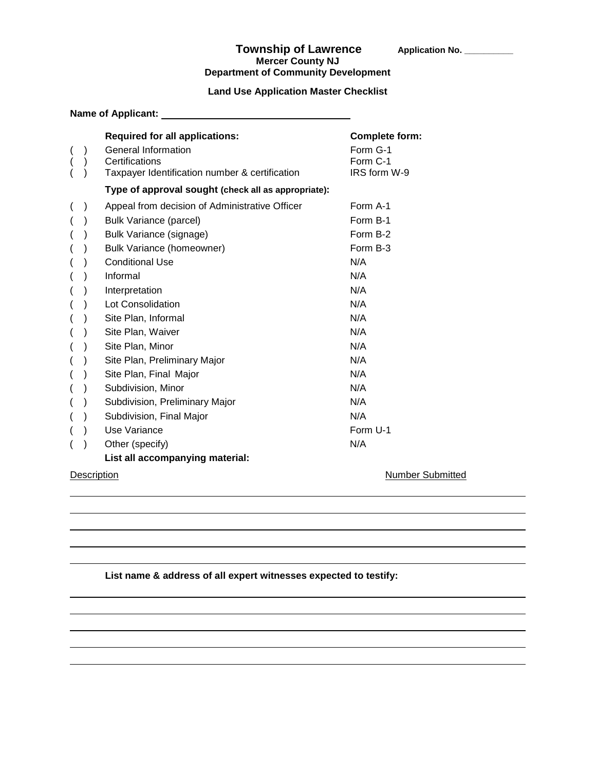# Township of Lawrence

**Application No. __________**

**Mercer County NJ**
**Department of Community Development**

## Land Use Application Master Checklist

**Name of Applicant:** ______________________________

| | **Required for all applications:** | **Complete form:** |
|---|---|---|
| ( ) | General Information | Form G-1 |
| ( ) | Certifications | Form C-1 |
| ( ) | Taxpayer Identification number & certification | IRS form W-9 |
| | **Type of approval sought (check all as appropriate):** | |
| ( ) | Appeal from decision of Administrative Officer | Form A-1 |
| ( ) | Bulk Variance (parcel) | Form B-1 |
| ( ) | Bulk Variance (signage) | Form B-2 |
| ( ) | Bulk Variance (homeowner) | Form B-3 |
| ( ) | Conditional Use | N/A |
| ( ) | Informal | N/A |
| ( ) | Interpretation | N/A |
| ( ) | Lot Consolidation | N/A |
| ( ) | Site Plan, Informal | N/A |
| ( ) | Site Plan, Waiver | N/A |
| ( ) | Site Plan, Minor | N/A |
| ( ) | Site Plan, Preliminary Major | N/A |
| ( ) | Site Plan, Final Major | N/A |
| ( ) | Subdivision, Minor | N/A |
| ( ) | Subdivision, Preliminary Major | N/A |
| ( ) | Subdivision, Final Major | N/A |
| ( ) | Use Variance | Form U-1 |
| ( ) | Other (specify) | N/A |

**List all accompanying material:**

| Description | Number Submitted |
|---|---|
| | |
| | |
| | |
| | |
| | |

**List name & address of all expert witnesses expected to testify:**

______________________________________________________________

______________________________________________________________

______________________________________________________________

______________________________________________________________

______________________________________________________________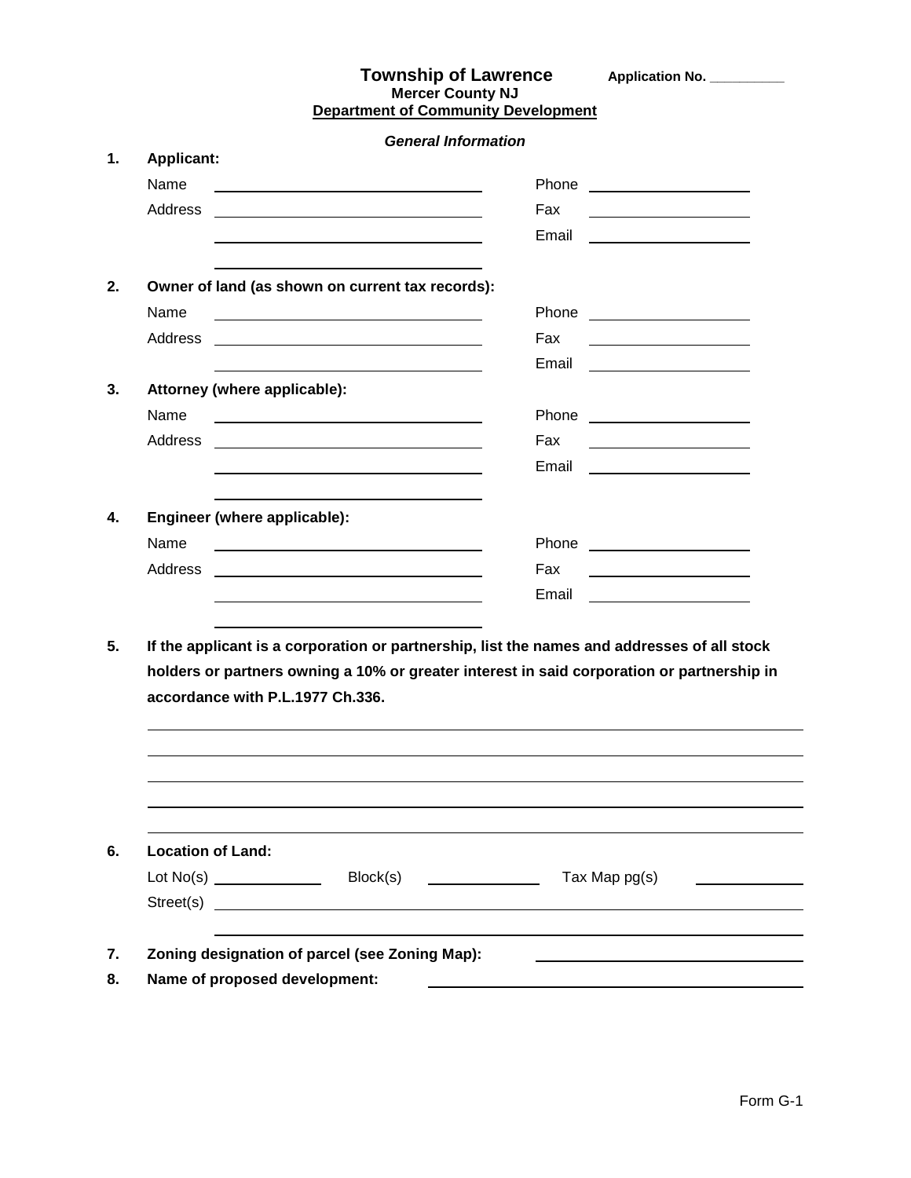# Township of Lawrence

**Application No. __________**

**Mercer County NJ**

**Department of Community Development**

***General Information***

**1. Applicant:**

Name ______________________________ Phone ____________________

Address ______________________________ Fax ____________________

______________________________ Email ____________________

______________________________

**2. Owner of land (as shown on current tax records):**

Name ______________________________ Phone ____________________

Address ______________________________ Fax ____________________

______________________________ Email ____________________

**3. Attorney (where applicable):**

Name ______________________________ Phone ____________________

Address ______________________________ Fax ____________________

______________________________ Email ____________________

______________________________

**4. Engineer (where applicable):**

Name ______________________________ Phone ____________________

Address ______________________________ Fax ____________________

______________________________ Email ____________________

______________________________

**5. If the applicant is a corporation or partnership, list the names and addresses of all stock holders or partners owning a 10% or greater interest in said corporation or partnership in accordance with P.L.1977 Ch.336.**

______________________________________________________________________________

______________________________________________________________________________

______________________________________________________________________________

______________________________________________________________________________

______________________________________________________________________________

**6. Location of Land:**

Lot No(s) ____________ Block(s) ____________ Tax Map pg(s) ____________

Street(s) ______________________________________________________________

______________________________________________________________

**7. Zoning designation of parcel (see Zoning Map):** ______________________________

**8. Name of proposed development:** ______________________________

Form G-1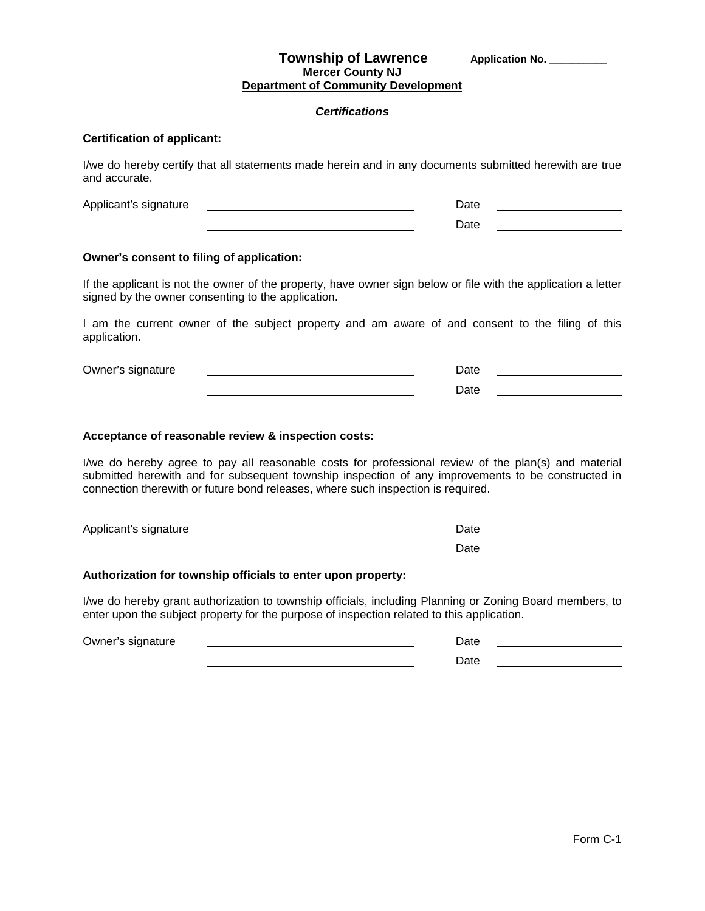# Township of Lawrence

**Application No. __________**

**Mercer County NJ**

**Department of Community Development**

***Certifications***

**Certification of applicant:**

I/we do hereby certify that all statements made herein and in any documents submitted herewith are true and accurate.

Applicant's signature ______________________________ Date ________________

______________________________ Date ________________

**Owner's consent to filing of application:**

If the applicant is not the owner of the property, have owner sign below or file with the application a letter signed by the owner consenting to the application.

I am the current owner of the subject property and am aware of and consent to the filing of this application.

Owner's signature ______________________________ Date ________________

______________________________ Date ________________

**Acceptance of reasonable review & inspection costs:**

I/we do hereby agree to pay all reasonable costs for professional review of the plan(s) and material submitted herewith and for subsequent township inspection of any improvements to be constructed in connection therewith or future bond releases, where such inspection is required.

Applicant's signature ______________________________ Date ________________

______________________________ Date ________________

**Authorization for township officials to enter upon property:**

I/we do hereby grant authorization to township officials, including Planning or Zoning Board members, to enter upon the subject property for the purpose of inspection related to this application.

Owner's signature ______________________________ Date ________________

______________________________ Date ________________

Form C-1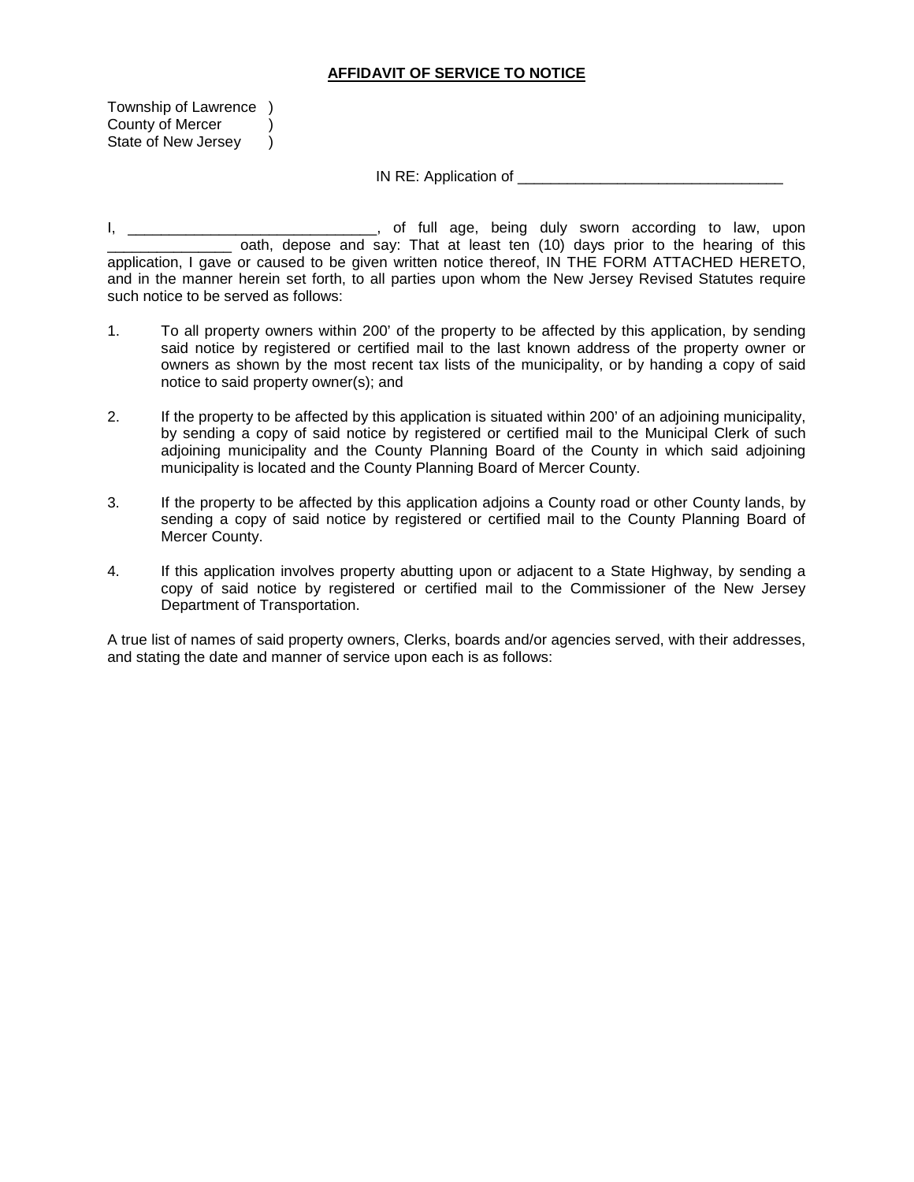**AFFIDAVIT OF SERVICE TO NOTICE**

Township of Lawrence )
County of Mercer )
State of New Jersey )

IN RE: Application of ________________________________

I, ______________________________, of full age, being duly sworn according to law, upon _______________ oath, depose and say: That at least ten (10) days prior to the hearing of this application, I gave or caused to be given written notice thereof, IN THE FORM ATTACHED HERETO, and in the manner herein set forth, to all parties upon whom the New Jersey Revised Statutes require such notice to be served as follows:

1. To all property owners within 200' of the property to be affected by this application, by sending said notice by registered or certified mail to the last known address of the property owner or owners as shown by the most recent tax lists of the municipality, or by handing a copy of said notice to said property owner(s); and

2. If the property to be affected by this application is situated within 200' of an adjoining municipality, by sending a copy of said notice by registered or certified mail to the Municipal Clerk of such adjoining municipality and the County Planning Board of the County in which said adjoining municipality is located and the County Planning Board of Mercer County.

3. If the property to be affected by this application adjoins a County road or other County lands, by sending a copy of said notice by registered or certified mail to the County Planning Board of Mercer County.

4. If this application involves property abutting upon or adjacent to a State Highway, by sending a copy of said notice by registered or certified mail to the Commissioner of the New Jersey Department of Transportation.

A true list of names of said property owners, Clerks, boards and/or agencies served, with their addresses, and stating the date and manner of service upon each is as follows: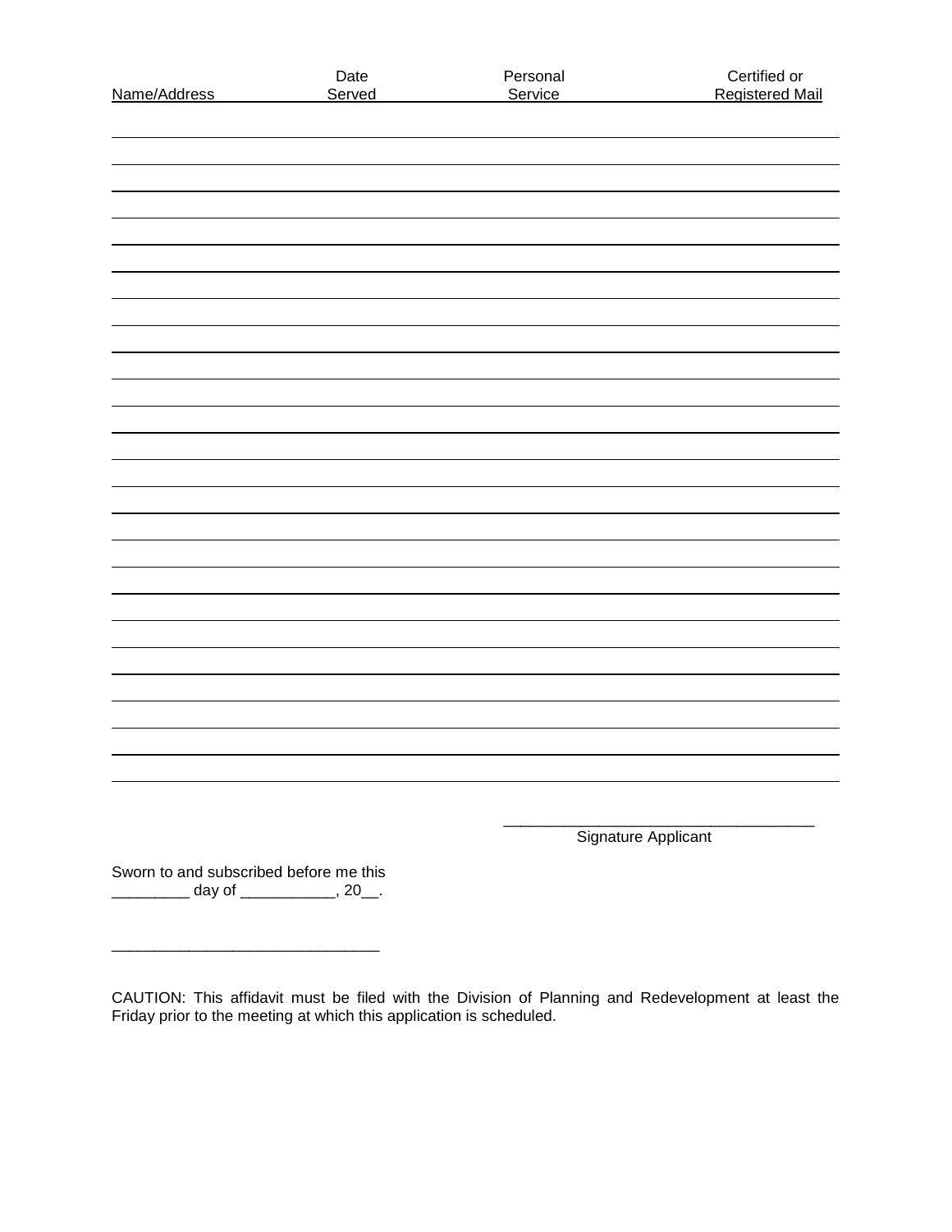| Name/Address | Date Served | Personal Service | Certified or Registered Mail |
|---|---|---|---|
| | | | |
| | | | |
| | | | |
| | | | |
| | | | |
| | | | |
| | | | |
| | | | |
| | | | |
| | | | |
| | | | |
| | | | |
| | | | |
| | | | |
| | | | |
| | | | |
| | | | |
| | | | |
| | | | |
| | | | |
| | | | |
| | | | |
| | | | |
| | | | |
| | | | |

___________________________________
Signature Applicant

Sworn to and subscribed before me this
_________ day of ___________, 20__.

______________________________

CAUTION: This affidavit must be filed with the Division of Planning and Redevelopment at least the Friday prior to the meeting at which this application is scheduled.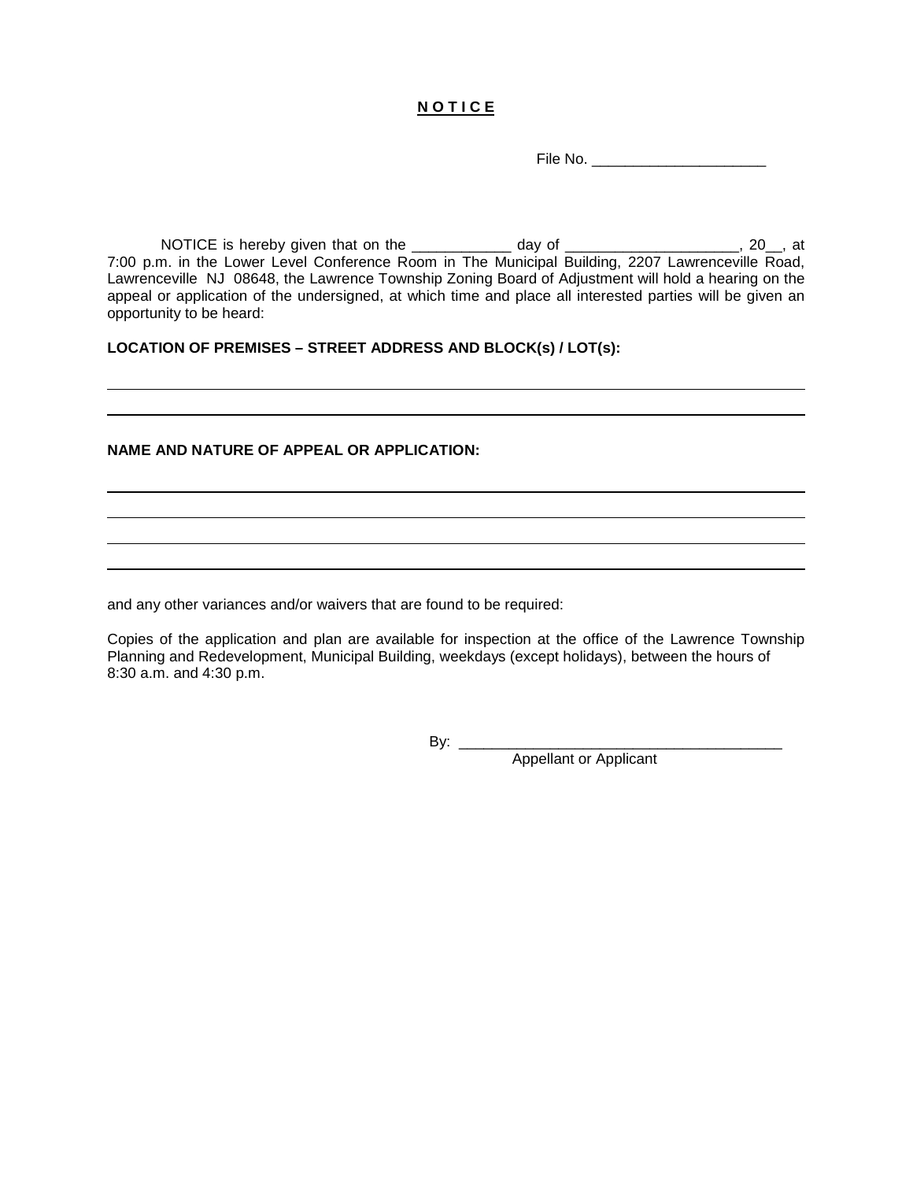**<u>N O T I C E</u>**

File No. _____________________

NOTICE is hereby given that on the ____________ day of _____________________, 20__, at 7:00 p.m. in the Lower Level Conference Room in The Municipal Building, 2207 Lawrenceville Road, Lawrenceville NJ 08648, the Lawrence Township Zoning Board of Adjustment will hold a hearing on the appeal or application of the undersigned, at which time and place all interested parties will be given an opportunity to be heard:

**LOCATION OF PREMISES – STREET ADDRESS AND BLOCK(s) / LOT(s):**

_____________________________________________________________________________

_____________________________________________________________________________

**NAME AND NATURE OF APPEAL OR APPLICATION:**

_____________________________________________________________________________

_____________________________________________________________________________

_____________________________________________________________________________

_____________________________________________________________________________

and any other variances and/or waivers that are found to be required:

Copies of the application and plan are available for inspection at the office of the Lawrence Township Planning and Redevelopment, Municipal Building, weekdays (except holidays), between the hours of 8:30 a.m. and 4:30 p.m.

By: ________________________________________
Appellant or Applicant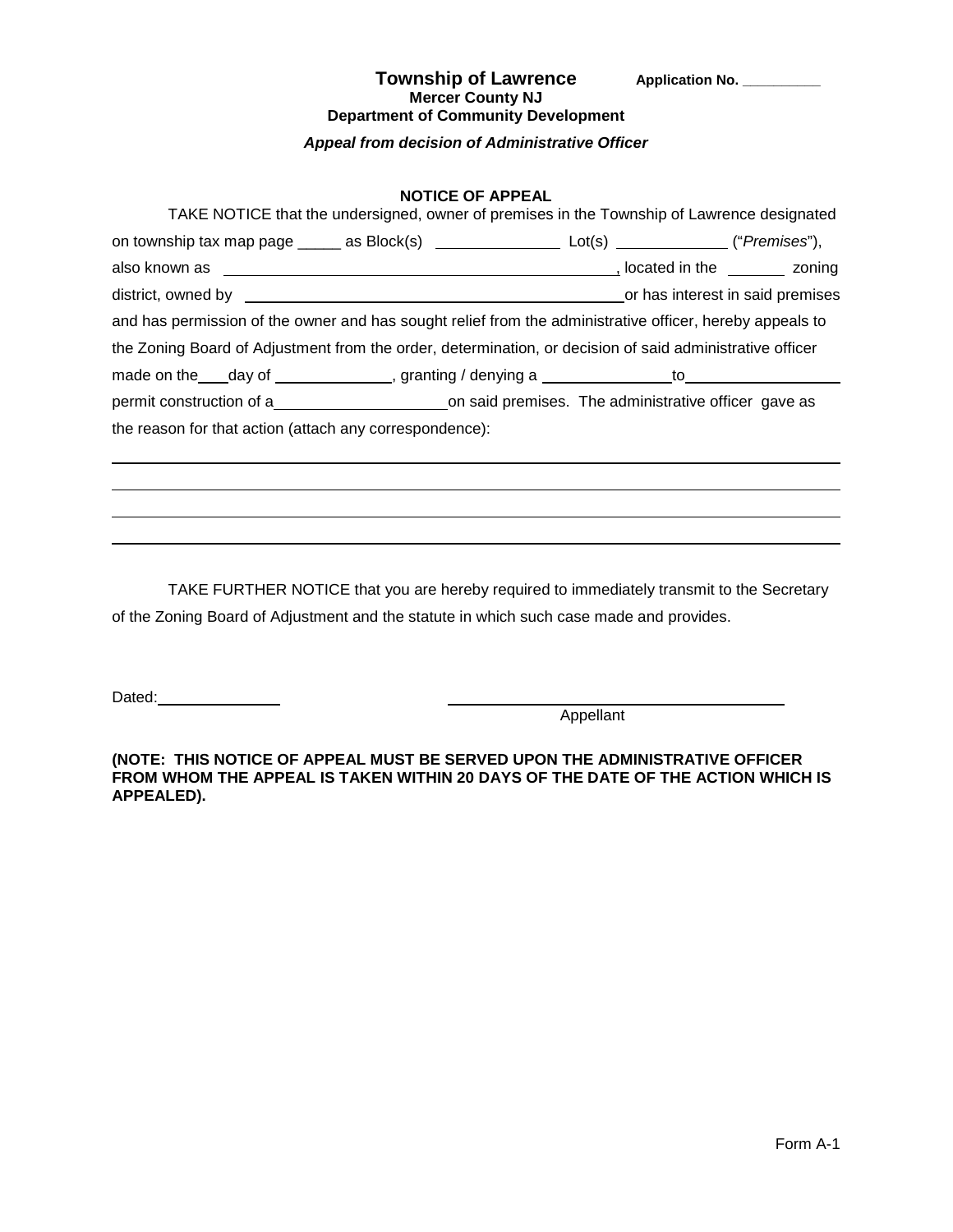**Township of Lawrence** **Application No. __________**

**Mercer County NJ**

**Department of Community Development**

***Appeal from decision of Administrative Officer***

**NOTICE OF APPEAL**

TAKE NOTICE that the undersigned, owner of premises in the Township of Lawrence designated on township tax map page _____ as Block(s) ______________ Lot(s) ____________ ("*Premises*"), also known as _____________________________________________, located in the _______ zoning district, owned by _____________________________________________ or has interest in said premises and has permission of the owner and has sought relief from the administrative officer, hereby appeals to the Zoning Board of Adjustment from the order, determination, or decision of said administrative officer made on the ___ day of _____________, granting / denying a _______________ to __________________ permit construction of a ____________________ on said premises. The administrative officer gave as the reason for that action (attach any correspondence):

________________________________________________________________________________

________________________________________________________________________________

________________________________________________________________________________

________________________________________________________________________________

TAKE FURTHER NOTICE that you are hereby required to immediately transmit to the Secretary of the Zoning Board of Adjustment and the statute in which such case made and provides.

Dated: ______________ ________________________________________

Appellant

**(NOTE: THIS NOTICE OF APPEAL MUST BE SERVED UPON THE ADMINISTRATIVE OFFICER FROM WHOM THE APPEAL IS TAKEN WITHIN 20 DAYS OF THE DATE OF THE ACTION WHICH IS APPEALED).**

Form A-1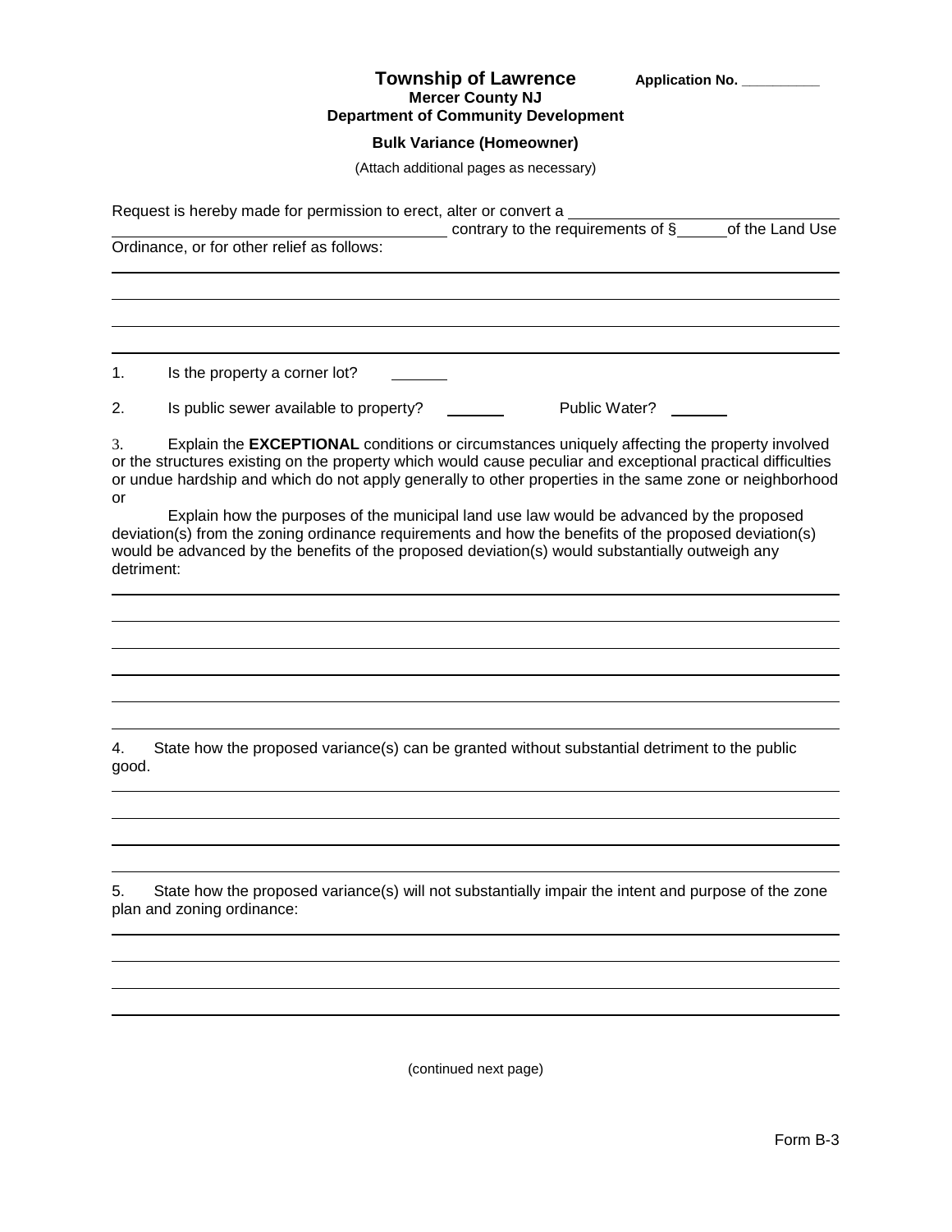# Township of Lawrence

**Application No. __________**

**Mercer County NJ**

**Department of Community Development**

**Bulk Variance (Homeowner)**

(Attach additional pages as necessary)

Request is hereby made for permission to erect, alter or convert a ______________________________ ______________________________________ contrary to the requirements of §______of the Land Use Ordinance, or for other relief as follows:

_______________________________________________________________________________

_______________________________________________________________________________

_______________________________________________________________________________

_______________________________________________________________________________

1. Is the property a corner lot? _______

2. Is public sewer available to property? _______ Public Water? _______

3. Explain the **EXCEPTIONAL** conditions or circumstances uniquely affecting the property involved or the structures existing on the property which would cause peculiar and exceptional practical difficulties or undue hardship and which do not apply generally to other properties in the same zone or neighborhood or

Explain how the purposes of the municipal land use law would be advanced by the proposed deviation(s) from the zoning ordinance requirements and how the benefits of the proposed deviation(s) would be advanced by the benefits of the proposed deviation(s) would substantially outweigh any detriment:

_______________________________________________________________________________

_______________________________________________________________________________

_______________________________________________________________________________

_______________________________________________________________________________

_______________________________________________________________________________

_______________________________________________________________________________

4. State how the proposed variance(s) can be granted without substantial detriment to the public good.

_______________________________________________________________________________

_______________________________________________________________________________

_______________________________________________________________________________

_______________________________________________________________________________

5. State how the proposed variance(s) will not substantially impair the intent and purpose of the zone plan and zoning ordinance:

_______________________________________________________________________________

_______________________________________________________________________________

_______________________________________________________________________________

_______________________________________________________________________________

(continued next page)

Form B-3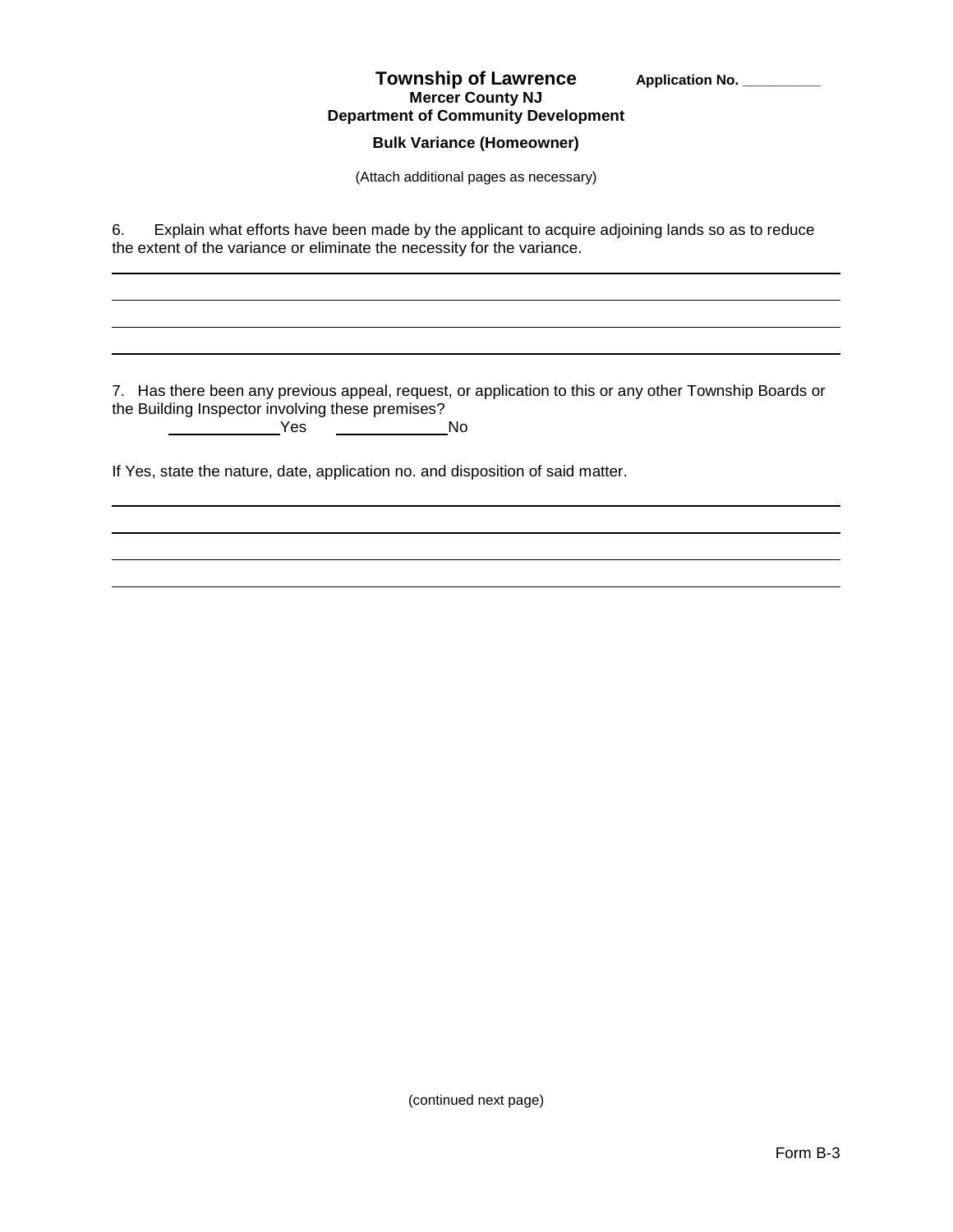**Township of Lawrence** **Application No. __________**

**Mercer County NJ**

**Department of Community Development**

**Bulk Variance (Homeowner)**

(Attach additional pages as necessary)

6. Explain what efforts have been made by the applicant to acquire adjoining lands so as to reduce the extent of the variance or eliminate the necessity for the variance.

______________________________________________________________________________

______________________________________________________________________________

______________________________________________________________________________

______________________________________________________________________________

7. Has there been any previous appeal, request, or application to this or any other Township Boards or the Building Inspector involving these premises?

____________Yes ____________No

If Yes, state the nature, date, application no. and disposition of said matter.

______________________________________________________________________________

______________________________________________________________________________

______________________________________________________________________________

______________________________________________________________________________

(continued next page)

Form B-3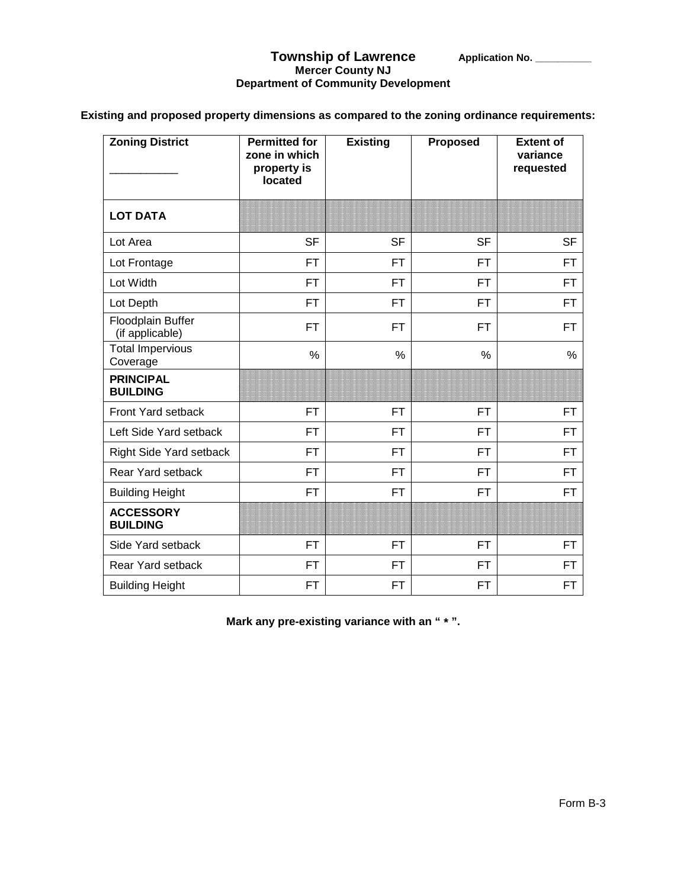# Township of Lawrence

**Application No. __________**

**Mercer County NJ**
**Department of Community Development**

**Existing and proposed property dimensions as compared to the zoning ordinance requirements:**

| Zoning District ___________ | Permitted for zone in which property is located | Existing | Proposed | Extent of variance requested |
|---|---|---|---|---|
| **LOT DATA** | | | | |
| Lot Area | SF | SF | SF | SF |
| Lot Frontage | FT | FT | FT | FT |
| Lot Width | FT | FT | FT | FT |
| Lot Depth | FT | FT | FT | FT |
| Floodplain Buffer (if applicable) | FT | FT | FT | FT |
| Total Impervious Coverage | % | % | % | % |
| **PRINCIPAL BUILDING** | | | | |
| Front Yard setback | FT | FT | FT | FT |
| Left Side Yard setback | FT | FT | FT | FT |
| Right Side Yard setback | FT | FT | FT | FT |
| Rear Yard setback | FT | FT | FT | FT |
| Building Height | FT | FT | FT | FT |
| **ACCESSORY BUILDING** | | | | |
| Side Yard setback | FT | FT | FT | FT |
| Rear Yard setback | FT | FT | FT | FT |
| Building Height | FT | FT | FT | FT |

**Mark any pre-existing variance with an " * ".**

Form B-3